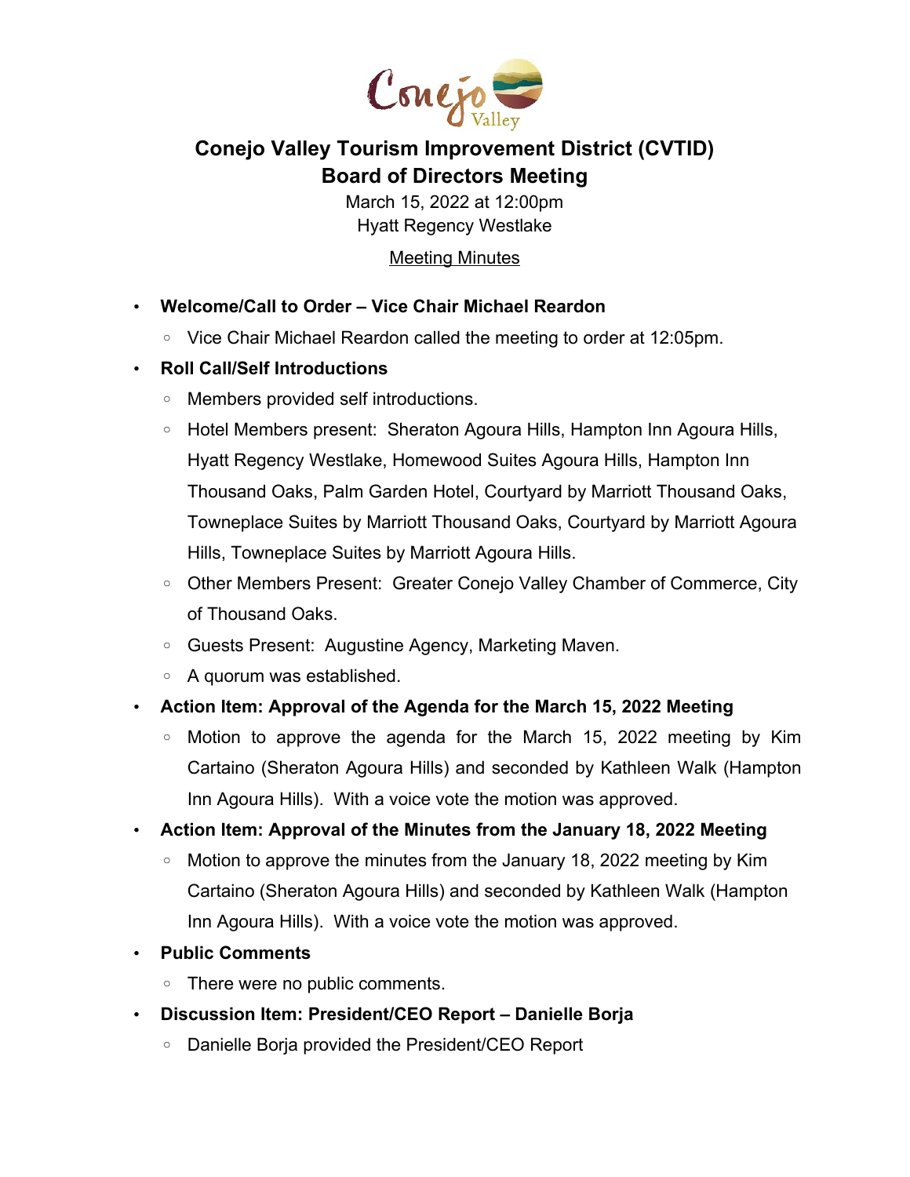# Conejo Valley Tourism Improvement District (CVTID)
# Board of Directors Meeting

March 15, 2022 at 12:00pm
Hyatt Regency Westlake

Meeting Minutes

- **Welcome/Call to Order – Vice Chair Michael Reardon**
  - Vice Chair Michael Reardon called the meeting to order at 12:05pm.
- **Roll Call/Self Introductions**
  - Members provided self introductions.
  - Hotel Members present: Sheraton Agoura Hills, Hampton Inn Agoura Hills, Hyatt Regency Westlake, Homewood Suites Agoura Hills, Hampton Inn Thousand Oaks, Palm Garden Hotel, Courtyard by Marriott Thousand Oaks, Towneplace Suites by Marriott Thousand Oaks, Courtyard by Marriott Agoura Hills, Towneplace Suites by Marriott Agoura Hills.
  - Other Members Present: Greater Conejo Valley Chamber of Commerce, City of Thousand Oaks.
  - Guests Present: Augustine Agency, Marketing Maven.
  - A quorum was established.
- **Action Item: Approval of the Agenda for the March 15, 2022 Meeting**
  - Motion to approve the agenda for the March 15, 2022 meeting by Kim Cartaino (Sheraton Agoura Hills) and seconded by Kathleen Walk (Hampton Inn Agoura Hills). With a voice vote the motion was approved.
- **Action Item: Approval of the Minutes from the January 18, 2022 Meeting**
  - Motion to approve the minutes from the January 18, 2022 meeting by Kim Cartaino (Sheraton Agoura Hills) and seconded by Kathleen Walk (Hampton Inn Agoura Hills). With a voice vote the motion was approved.
- **Public Comments**
  - There were no public comments.
- **Discussion Item: President/CEO Report – Danielle Borja**
  - Danielle Borja provided the President/CEO Report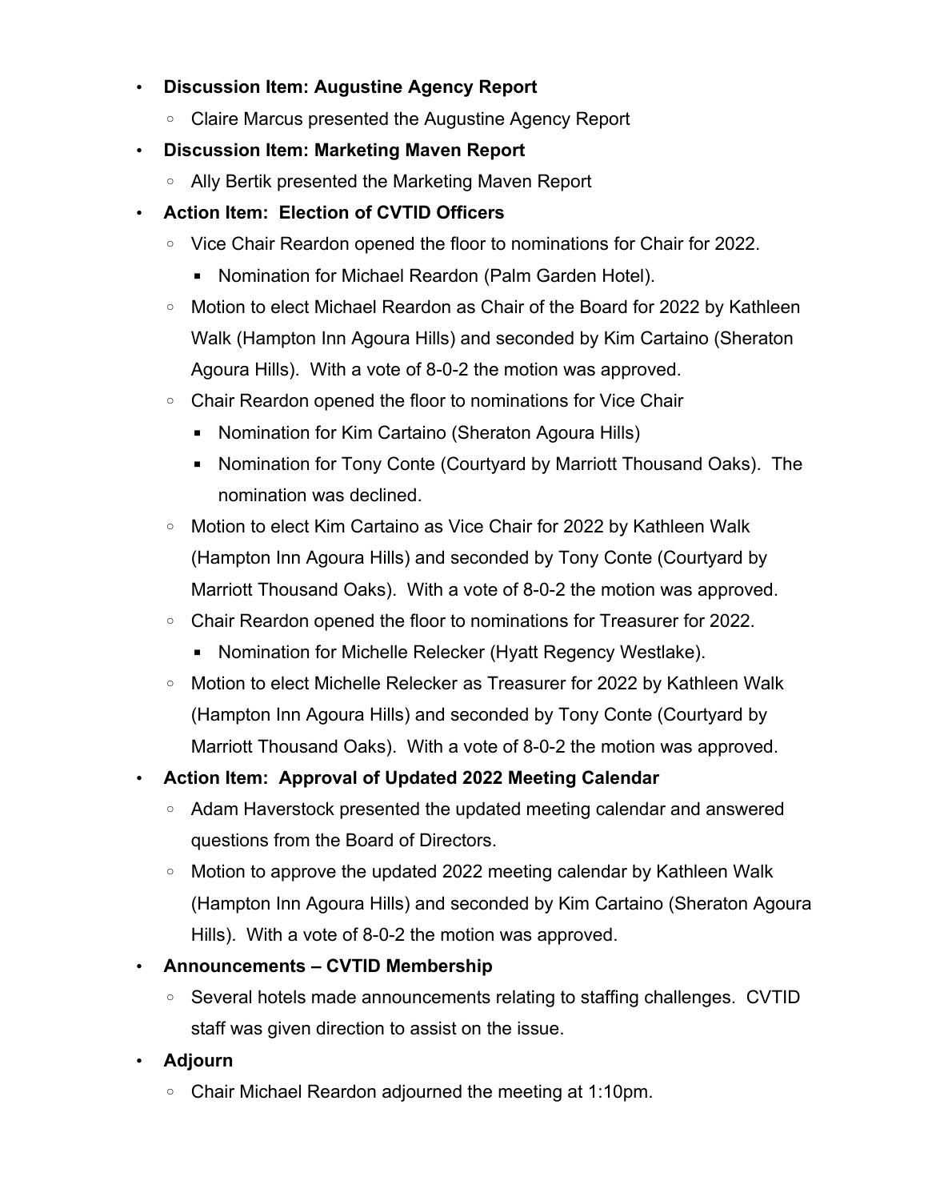- **Discussion Item: Augustine Agency Report**
  - Claire Marcus presented the Augustine Agency Report
- **Discussion Item: Marketing Maven Report**
  - Ally Bertik presented the Marketing Maven Report
- **Action Item: Election of CVTID Officers**
  - Vice Chair Reardon opened the floor to nominations for Chair for 2022.
    - Nomination for Michael Reardon (Palm Garden Hotel).
  - Motion to elect Michael Reardon as Chair of the Board for 2022 by Kathleen Walk (Hampton Inn Agoura Hills) and seconded by Kim Cartaino (Sheraton Agoura Hills). With a vote of 8-0-2 the motion was approved.
  - Chair Reardon opened the floor to nominations for Vice Chair
    - Nomination for Kim Cartaino (Sheraton Agoura Hills)
    - Nomination for Tony Conte (Courtyard by Marriott Thousand Oaks). The nomination was declined.
  - Motion to elect Kim Cartaino as Vice Chair for 2022 by Kathleen Walk (Hampton Inn Agoura Hills) and seconded by Tony Conte (Courtyard by Marriott Thousand Oaks). With a vote of 8-0-2 the motion was approved.
  - Chair Reardon opened the floor to nominations for Treasurer for 2022.
    - Nomination for Michelle Relecker (Hyatt Regency Westlake).
  - Motion to elect Michelle Relecker as Treasurer for 2022 by Kathleen Walk (Hampton Inn Agoura Hills) and seconded by Tony Conte (Courtyard by Marriott Thousand Oaks). With a vote of 8-0-2 the motion was approved.
- **Action Item: Approval of Updated 2022 Meeting Calendar**
  - Adam Haverstock presented the updated meeting calendar and answered questions from the Board of Directors.
  - Motion to approve the updated 2022 meeting calendar by Kathleen Walk (Hampton Inn Agoura Hills) and seconded by Kim Cartaino (Sheraton Agoura Hills). With a vote of 8-0-2 the motion was approved.
- **Announcements – CVTID Membership**
  - Several hotels made announcements relating to staffing challenges. CVTID staff was given direction to assist on the issue.
- **Adjourn**
  - Chair Michael Reardon adjourned the meeting at 1:10pm.